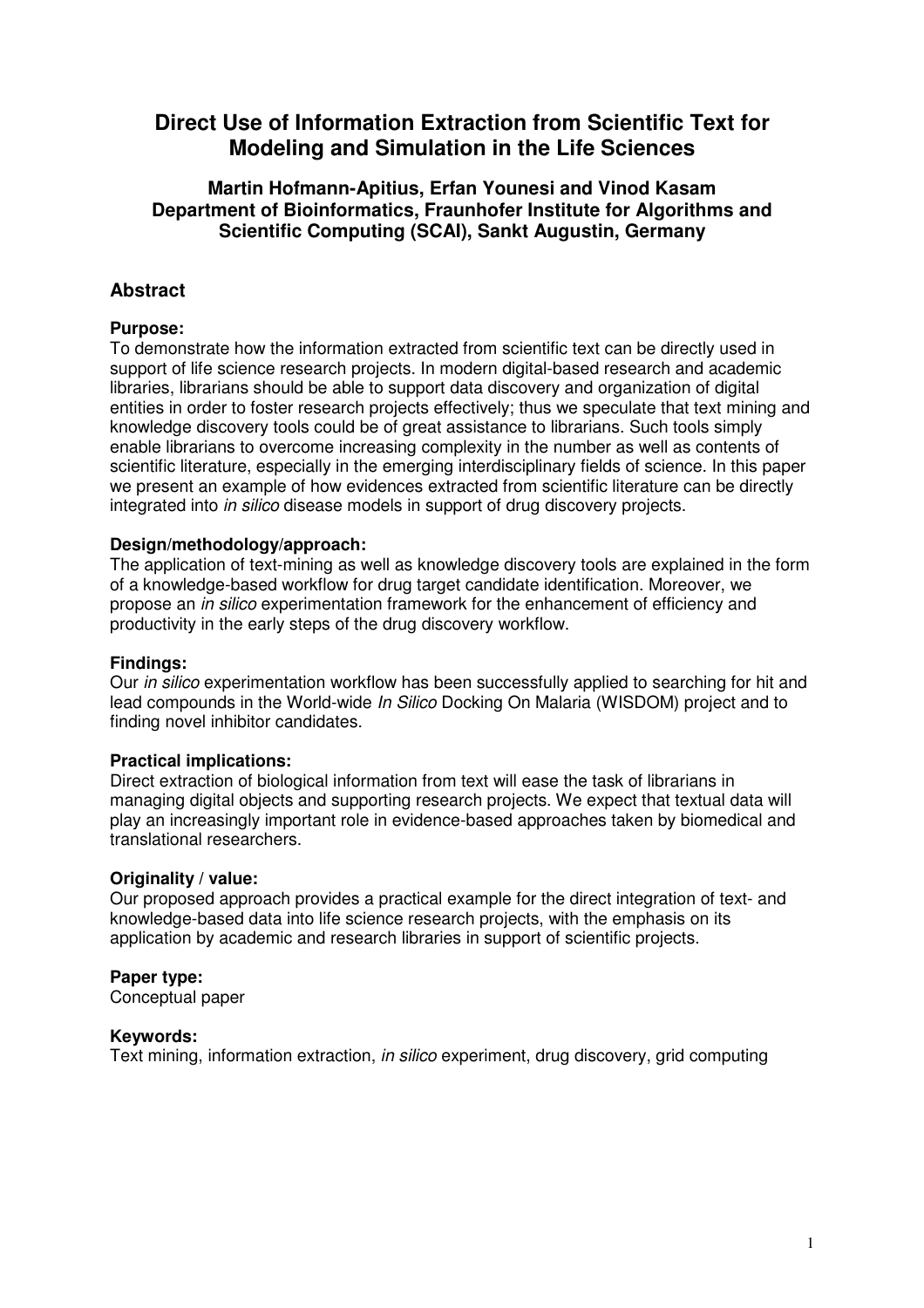# Direct Use of Information Extraction from Scientific Text for Modeling and Simulation in the Life Sciences

**Martin Hofmann-Apitius, Erfan Younesi and Vinod Kasam**
**Department of Bioinformatics, Fraunhofer Institute for Algorithms and Scientific Computing (SCAI), Sankt Augustin, Germany**

## Abstract

### Purpose:

To demonstrate how the information extracted from scientific text can be directly used in support of life science research projects. In modern digital-based research and academic libraries, librarians should be able to support data discovery and organization of digital entities in order to foster research projects effectively; thus we speculate that text mining and knowledge discovery tools could be of great assistance to librarians. Such tools simply enable librarians to overcome increasing complexity in the number as well as contents of scientific literature, especially in the emerging interdisciplinary fields of science. In this paper we present an example of how evidences extracted from scientific literature can be directly integrated into *in silico* disease models in support of drug discovery projects.

### Design/methodology/approach:

The application of text-mining as well as knowledge discovery tools are explained in the form of a knowledge-based workflow for drug target candidate identification. Moreover, we propose an *in silico* experimentation framework for the enhancement of efficiency and productivity in the early steps of the drug discovery workflow.

### Findings:

Our *in silico* experimentation workflow has been successfully applied to searching for hit and lead compounds in the World-wide *In Silico* Docking On Malaria (WISDOM) project and to finding novel inhibitor candidates.

### Practical implications:

Direct extraction of biological information from text will ease the task of librarians in managing digital objects and supporting research projects. We expect that textual data will play an increasingly important role in evidence-based approaches taken by biomedical and translational researchers.

### Originality / value:

Our proposed approach provides a practical example for the direct integration of text- and knowledge-based data into life science research projects, with the emphasis on its application by academic and research libraries in support of scientific projects.

### Paper type:

Conceptual paper

### Keywords:

Text mining, information extraction, *in silico* experiment, drug discovery, grid computing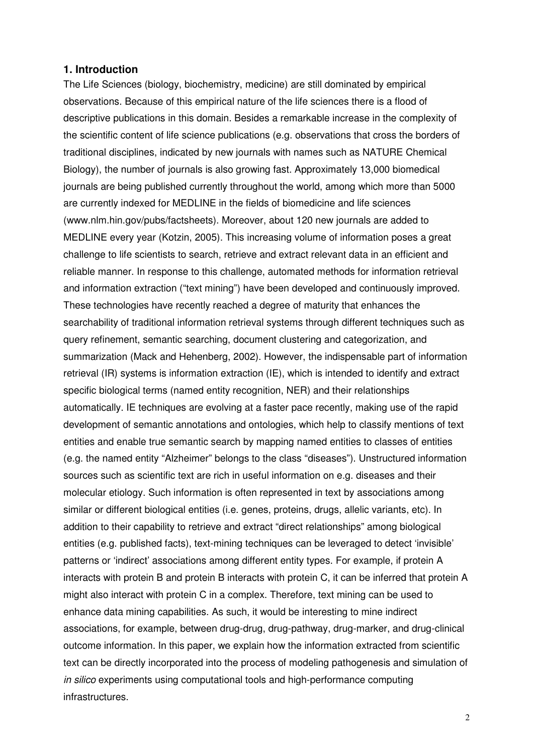## 1. Introduction

The Life Sciences (biology, biochemistry, medicine) are still dominated by empirical observations. Because of this empirical nature of the life sciences there is a flood of descriptive publications in this domain. Besides a remarkable increase in the complexity of the scientific content of life science publications (e.g. observations that cross the borders of traditional disciplines, indicated by new journals with names such as NATURE Chemical Biology), the number of journals is also growing fast. Approximately 13,000 biomedical journals are being published currently throughout the world, among which more than 5000 are currently indexed for MEDLINE in the fields of biomedicine and life sciences (www.nlm.hin.gov/pubs/factsheets). Moreover, about 120 new journals are added to MEDLINE every year (Kotzin, 2005). This increasing volume of information poses a great challenge to life scientists to search, retrieve and extract relevant data in an efficient and reliable manner. In response to this challenge, automated methods for information retrieval and information extraction ("text mining") have been developed and continuously improved. These technologies have recently reached a degree of maturity that enhances the searchability of traditional information retrieval systems through different techniques such as query refinement, semantic searching, document clustering and categorization, and summarization (Mack and Hehenberg, 2002). However, the indispensable part of information retrieval (IR) systems is information extraction (IE), which is intended to identify and extract specific biological terms (named entity recognition, NER) and their relationships automatically. IE techniques are evolving at a faster pace recently, making use of the rapid development of semantic annotations and ontologies, which help to classify mentions of text entities and enable true semantic search by mapping named entities to classes of entities (e.g. the named entity "Alzheimer" belongs to the class "diseases"). Unstructured information sources such as scientific text are rich in useful information on e.g. diseases and their molecular etiology. Such information is often represented in text by associations among similar or different biological entities (i.e. genes, proteins, drugs, allelic variants, etc). In addition to their capability to retrieve and extract "direct relationships" among biological entities (e.g. published facts), text-mining techniques can be leveraged to detect 'invisible' patterns or 'indirect' associations among different entity types. For example, if protein A interacts with protein B and protein B interacts with protein C, it can be inferred that protein A might also interact with protein C in a complex. Therefore, text mining can be used to enhance data mining capabilities. As such, it would be interesting to mine indirect associations, for example, between drug-drug, drug-pathway, drug-marker, and drug-clinical outcome information. In this paper, we explain how the information extracted from scientific text can be directly incorporated into the process of modeling pathogenesis and simulation of *in silico* experiments using computational tools and high-performance computing infrastructures.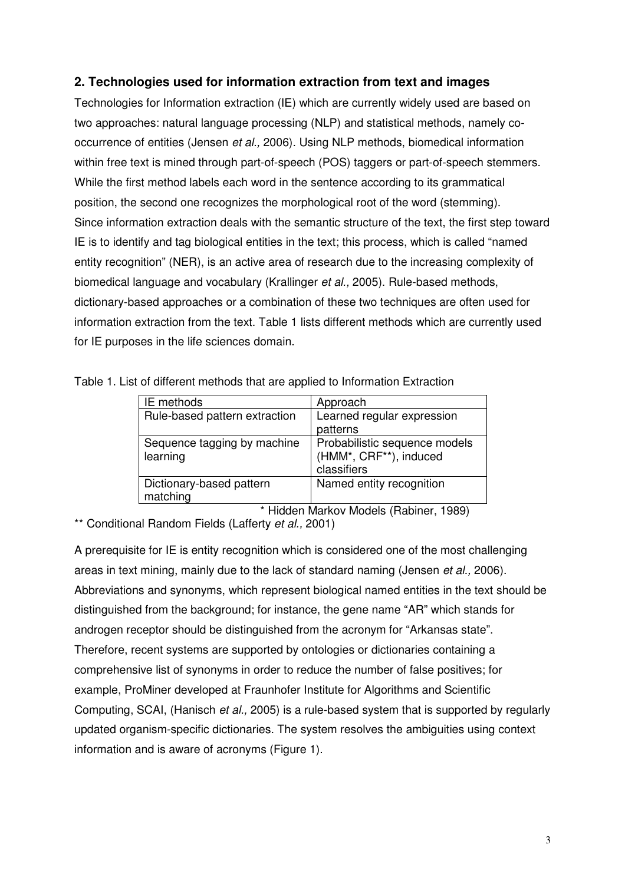## 2. Technologies used for information extraction from text and images

Technologies for Information extraction (IE) which are currently widely used are based on two approaches: natural language processing (NLP) and statistical methods, namely co-occurrence of entities (Jensen *et al.,* 2006). Using NLP methods, biomedical information within free text is mined through part-of-speech (POS) taggers or part-of-speech stemmers. While the first method labels each word in the sentence according to its grammatical position, the second one recognizes the morphological root of the word (stemming). Since information extraction deals with the semantic structure of the text, the first step toward IE is to identify and tag biological entities in the text; this process, which is called "named entity recognition" (NER), is an active area of research due to the increasing complexity of biomedical language and vocabulary (Krallinger *et al.,* 2005). Rule-based methods, dictionary-based approaches or a combination of these two techniques are often used for information extraction from the text. Table 1 lists different methods which are currently used for IE purposes in the life sciences domain.

Table 1. List of different methods that are applied to Information Extraction

| IE methods | Approach |
|---|---|
| Rule-based pattern extraction | Learned regular expression patterns |
| Sequence tagging by machine learning | Probabilistic sequence models (HMM*, CRF**), induced classifiers |
| Dictionary-based pattern matching | Named entity recognition |

\* Hidden Markov Models (Rabiner, 1989)

\*\* Conditional Random Fields (Lafferty *et al.,* 2001)

A prerequisite for IE is entity recognition which is considered one of the most challenging areas in text mining, mainly due to the lack of standard naming (Jensen *et al.,* 2006). Abbreviations and synonyms, which represent biological named entities in the text should be distinguished from the background; for instance, the gene name "AR" which stands for androgen receptor should be distinguished from the acronym for "Arkansas state". Therefore, recent systems are supported by ontologies or dictionaries containing a comprehensive list of synonyms in order to reduce the number of false positives; for example, ProMiner developed at Fraunhofer Institute for Algorithms and Scientific Computing, SCAI, (Hanisch *et al.,* 2005) is a rule-based system that is supported by regularly updated organism-specific dictionaries. The system resolves the ambiguities using context information and is aware of acronyms (Figure 1).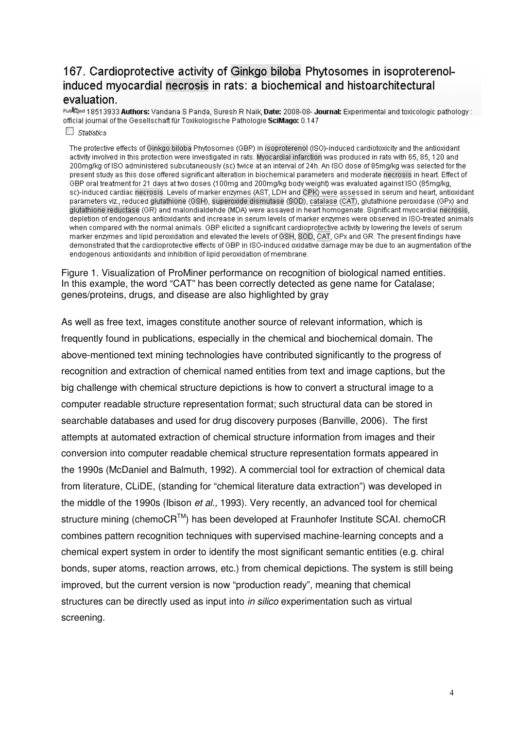### 167. Cardioprotective activity of Ginkgo biloba Phytosomes in isoproterenol-induced myocardial necrosis in rats: a biochemical and histoarchitectural evaluation.

PubMed 18513933 **Authors:** Vandana S Panda, Suresh R Naik, **Date:** 2008-08- **Journal:** Experimental and toxicologic pathology : official journal of the Gesellschaft für Toxikologische Pathologie **SciMago:** 0.147

☐ *Statistics*

The protective effects of Ginkgo biloba Phytosomes (GBP) in isoproterenol (ISO)-induced cardiotoxicity and the antioxidant activity involved in this protection were investigated in rats. Myocardial infarction was produced in rats with 65, 85, 120 and 200mg/kg of ISO administered subcutaneously (sc) twice at an interval of 24h. An ISO dose of 85mg/kg was selected for the present study as this dose offered significant alteration in biochemical parameters and moderate necrosis in heart. Effect of GBP oral treatment for 21 days at two doses (100mg and 200mg/kg body weight) was evaluated against ISO (85mg/kg, sc)-induced cardiac necrosis. Levels of marker enzymes (AST, LDH and CPK) were assessed in serum and heart, antioxidant parameters viz., reduced glutathione (GSH), superoxide dismutase (SOD), catalase (CAT), glutathione peroxidase (GPx) and glutathione reductase (GR) and malondialdehde (MDA) were assayed in heart homogenate. Significant myocardial necrosis, depletion of endogenous antioxidants and increase in serum levels of marker enzymes were observed in ISO-treated animals when compared with the normal animals. GBP elicited a significant cardioprotective activity by lowering the levels of serum marker enzymes and lipid peroxidation and elevated the levels of GSH, SOD, CAT, GPx and GR. The present findings have demonstrated that the cardioprotective effects of GBP in ISO-induced oxidative damage may be due to an augmentation of the endogenous antioxidants and inhibition of lipid peroxidation of membrane.

Figure 1. Visualization of ProMiner performance on recognition of biological named entities. In this example, the word "CAT" has been correctly detected as gene name for Catalase; genes/proteins, drugs, and disease are also highlighted by gray

As well as free text, images constitute another source of relevant information, which is frequently found in publications, especially in the chemical and biochemical domain. The above-mentioned text mining technologies have contributed significantly to the progress of recognition and extraction of chemical named entities from text and image captions, but the big challenge with chemical structure depictions is how to convert a structural image to a computer readable structure representation format; such structural data can be stored in searchable databases and used for drug discovery purposes (Banville, 2006). The first attempts at automated extraction of chemical structure information from images and their conversion into computer readable chemical structure representation formats appeared in the 1990s (McDaniel and Balmuth, 1992). A commercial tool for extraction of chemical data from literature, CLiDE, (standing for "chemical literature data extraction") was developed in the middle of the 1990s (Ibison *et al.,* 1993). Very recently, an advanced tool for chemical structure mining (chemoCR™) has been developed at Fraunhofer Institute SCAI. chemoCR combines pattern recognition techniques with supervised machine-learning concepts and a chemical expert system in order to identify the most significant semantic entities (e.g. chiral bonds, super atoms, reaction arrows, etc.) from chemical depictions. The system is still being improved, but the current version is now "production ready", meaning that chemical structures can be directly used as input into *in silico* experimentation such as virtual screening.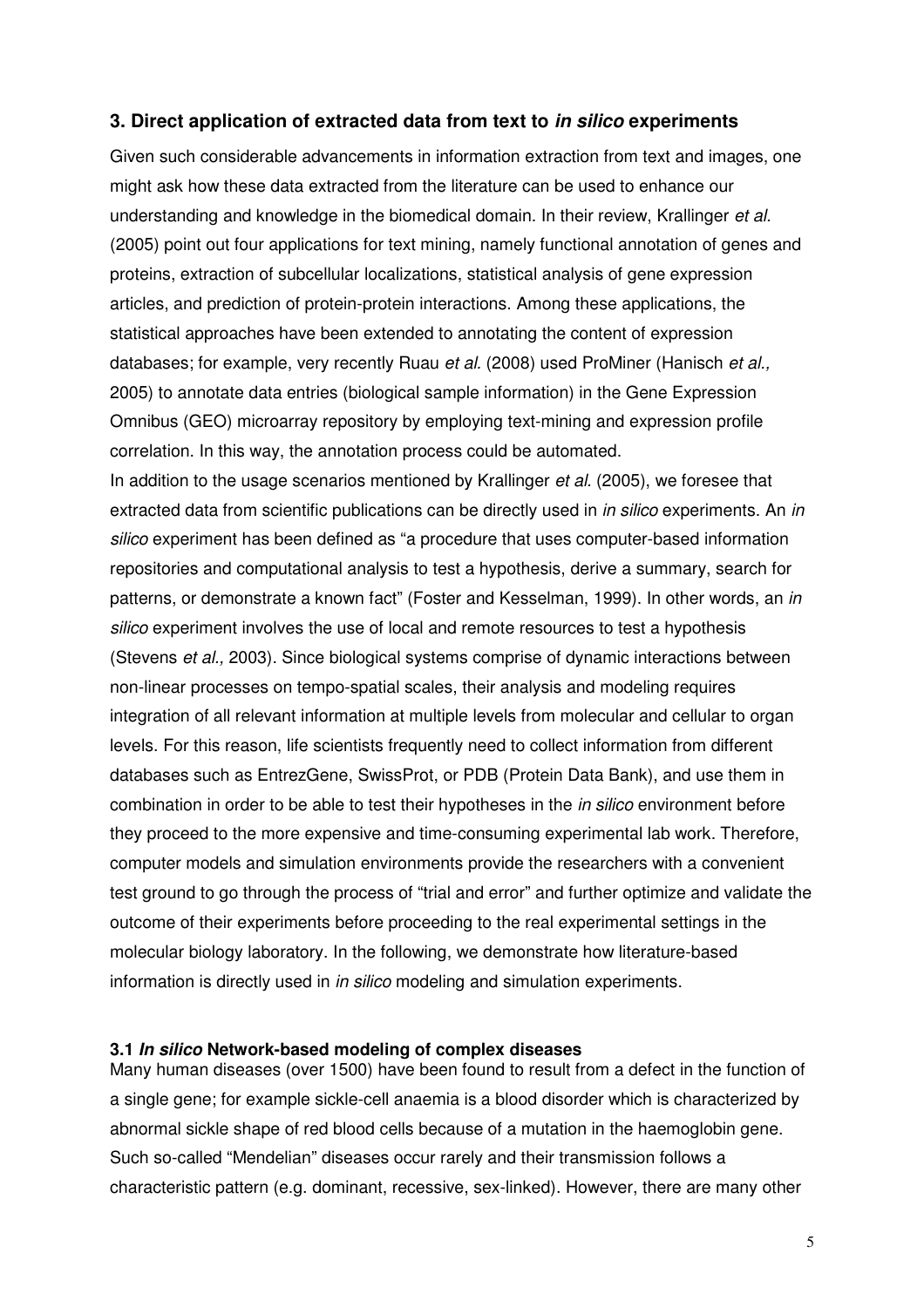## 3. Direct application of extracted data from text to *in silico* experiments

Given such considerable advancements in information extraction from text and images, one might ask how these data extracted from the literature can be used to enhance our understanding and knowledge in the biomedical domain. In their review, Krallinger *et al.* (2005) point out four applications for text mining, namely functional annotation of genes and proteins, extraction of subcellular localizations, statistical analysis of gene expression articles, and prediction of protein-protein interactions. Among these applications, the statistical approaches have been extended to annotating the content of expression databases; for example, very recently Ruau *et al.* (2008) used ProMiner (Hanisch *et al.,* 2005) to annotate data entries (biological sample information) in the Gene Expression Omnibus (GEO) microarray repository by employing text-mining and expression profile correlation. In this way, the annotation process could be automated.

In addition to the usage scenarios mentioned by Krallinger *et al.* (2005), we foresee that extracted data from scientific publications can be directly used in *in silico* experiments. An *in silico* experiment has been defined as "a procedure that uses computer-based information repositories and computational analysis to test a hypothesis, derive a summary, search for patterns, or demonstrate a known fact" (Foster and Kesselman, 1999). In other words, an *in silico* experiment involves the use of local and remote resources to test a hypothesis (Stevens *et al.,* 2003). Since biological systems comprise of dynamic interactions between non-linear processes on tempo-spatial scales, their analysis and modeling requires integration of all relevant information at multiple levels from molecular and cellular to organ levels. For this reason, life scientists frequently need to collect information from different databases such as EntrezGene, SwissProt, or PDB (Protein Data Bank), and use them in combination in order to be able to test their hypotheses in the *in silico* environment before they proceed to the more expensive and time-consuming experimental lab work. Therefore, computer models and simulation environments provide the researchers with a convenient test ground to go through the process of "trial and error" and further optimize and validate the outcome of their experiments before proceeding to the real experimental settings in the molecular biology laboratory. In the following, we demonstrate how literature-based information is directly used in *in silico* modeling and simulation experiments.

### 3.1 *In silico* Network-based modeling of complex diseases

Many human diseases (over 1500) have been found to result from a defect in the function of a single gene; for example sickle-cell anaemia is a blood disorder which is characterized by abnormal sickle shape of red blood cells because of a mutation in the haemoglobin gene. Such so-called "Mendelian" diseases occur rarely and their transmission follows a characteristic pattern (e.g. dominant, recessive, sex-linked). However, there are many other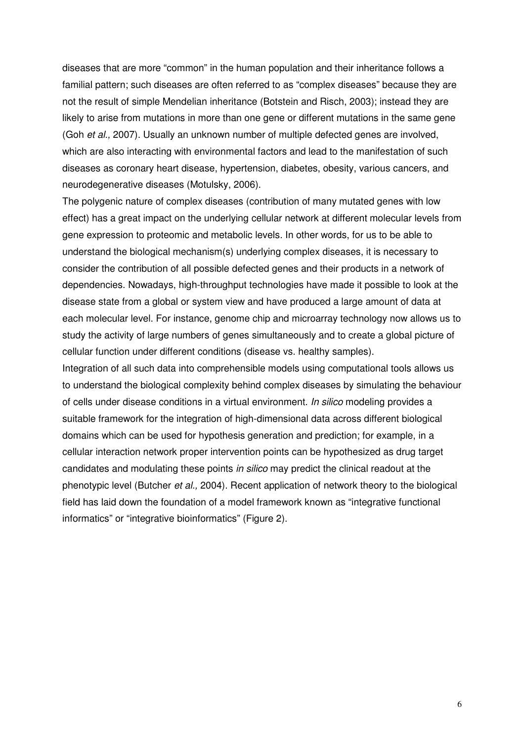diseases that are more "common" in the human population and their inheritance follows a familial pattern; such diseases are often referred to as "complex diseases" because they are not the result of simple Mendelian inheritance (Botstein and Risch, 2003); instead they are likely to arise from mutations in more than one gene or different mutations in the same gene (Goh *et al.,* 2007). Usually an unknown number of multiple defected genes are involved, which are also interacting with environmental factors and lead to the manifestation of such diseases as coronary heart disease, hypertension, diabetes, obesity, various cancers, and neurodegenerative diseases (Motulsky, 2006).

The polygenic nature of complex diseases (contribution of many mutated genes with low effect) has a great impact on the underlying cellular network at different molecular levels from gene expression to proteomic and metabolic levels. In other words, for us to be able to understand the biological mechanism(s) underlying complex diseases, it is necessary to consider the contribution of all possible defected genes and their products in a network of dependencies. Nowadays, high-throughput technologies have made it possible to look at the disease state from a global or system view and have produced a large amount of data at each molecular level. For instance, genome chip and microarray technology now allows us to study the activity of large numbers of genes simultaneously and to create a global picture of cellular function under different conditions (disease vs. healthy samples).

Integration of all such data into comprehensible models using computational tools allows us to understand the biological complexity behind complex diseases by simulating the behaviour of cells under disease conditions in a virtual environment. *In silico* modeling provides a suitable framework for the integration of high-dimensional data across different biological domains which can be used for hypothesis generation and prediction; for example, in a cellular interaction network proper intervention points can be hypothesized as drug target candidates and modulating these points *in silico* may predict the clinical readout at the phenotypic level (Butcher *et al.,* 2004). Recent application of network theory to the biological field has laid down the foundation of a model framework known as "integrative functional informatics" or "integrative bioinformatics" (Figure 2).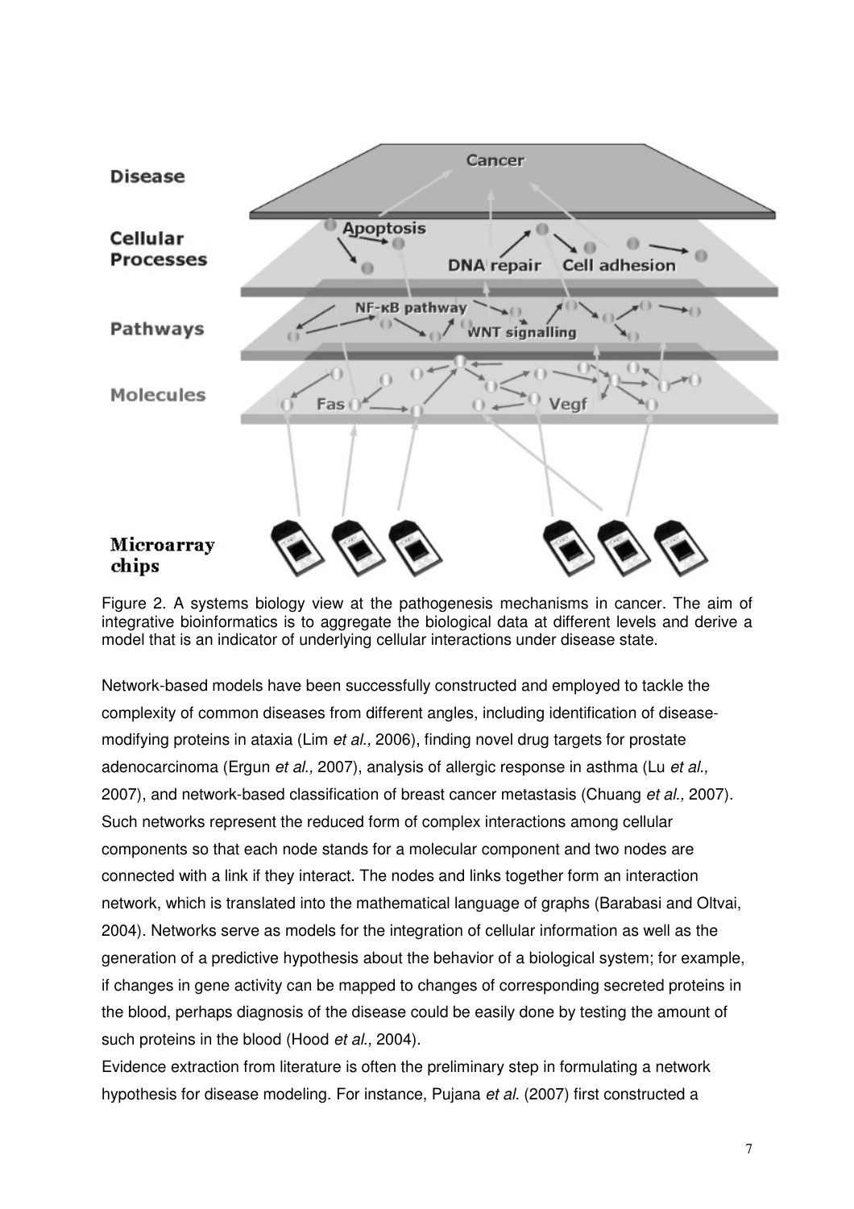Figure 2. A systems biology view at the pathogenesis mechanisms in cancer. The aim of integrative bioinformatics is to aggregate the biological data at different levels and derive a model that is an indicator of underlying cellular interactions under disease state.

Network-based models have been successfully constructed and employed to tackle the complexity of common diseases from different angles, including identification of disease-modifying proteins in ataxia (Lim *et al.,* 2006), finding novel drug targets for prostate adenocarcinoma (Ergun *et al.,* 2007), analysis of allergic response in asthma (Lu *et al.,* 2007), and network-based classification of breast cancer metastasis (Chuang *et al.,* 2007). Such networks represent the reduced form of complex interactions among cellular components so that each node stands for a molecular component and two nodes are connected with a link if they interact. The nodes and links together form an interaction network, which is translated into the mathematical language of graphs (Barabasi and Oltvai, 2004). Networks serve as models for the integration of cellular information as well as the generation of a predictive hypothesis about the behavior of a biological system; for example, if changes in gene activity can be mapped to changes of corresponding secreted proteins in the blood, perhaps diagnosis of the disease could be easily done by testing the amount of such proteins in the blood (Hood *et al.,* 2004).

Evidence extraction from literature is often the preliminary step in formulating a network hypothesis for disease modeling. For instance, Pujana *et al.* (2007) first constructed a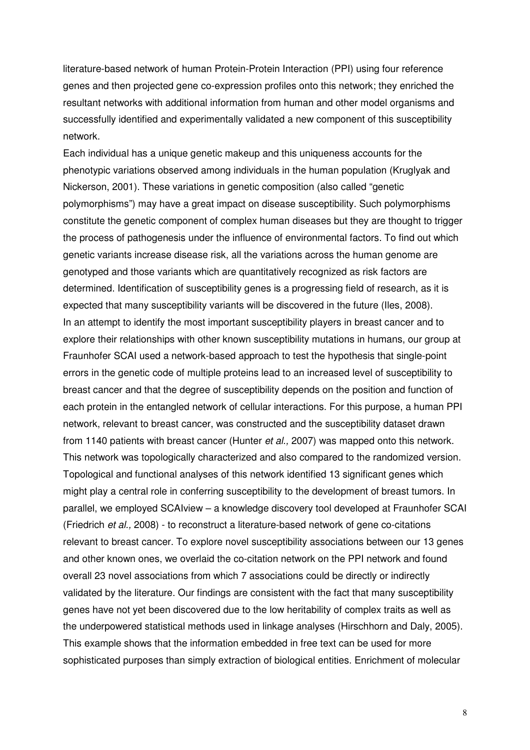literature-based network of human Protein-Protein Interaction (PPI) using four reference genes and then projected gene co-expression profiles onto this network; they enriched the resultant networks with additional information from human and other model organisms and successfully identified and experimentally validated a new component of this susceptibility network.

Each individual has a unique genetic makeup and this uniqueness accounts for the phenotypic variations observed among individuals in the human population (Kruglyak and Nickerson, 2001). These variations in genetic composition (also called "genetic polymorphisms") may have a great impact on disease susceptibility. Such polymorphisms constitute the genetic component of complex human diseases but they are thought to trigger the process of pathogenesis under the influence of environmental factors. To find out which genetic variants increase disease risk, all the variations across the human genome are genotyped and those variants which are quantitatively recognized as risk factors are determined. Identification of susceptibility genes is a progressing field of research, as it is expected that many susceptibility variants will be discovered in the future (Iles, 2008).

In an attempt to identify the most important susceptibility players in breast cancer and to explore their relationships with other known susceptibility mutations in humans, our group at Fraunhofer SCAI used a network-based approach to test the hypothesis that single-point errors in the genetic code of multiple proteins lead to an increased level of susceptibility to breast cancer and that the degree of susceptibility depends on the position and function of each protein in the entangled network of cellular interactions. For this purpose, a human PPI network, relevant to breast cancer, was constructed and the susceptibility dataset drawn from 1140 patients with breast cancer (Hunter *et al.,* 2007) was mapped onto this network. This network was topologically characterized and also compared to the randomized version. Topological and functional analyses of this network identified 13 significant genes which might play a central role in conferring susceptibility to the development of breast tumors. In parallel, we employed SCAIview – a knowledge discovery tool developed at Fraunhofer SCAI (Friedrich *et al.,* 2008) - to reconstruct a literature-based network of gene co-citations relevant to breast cancer. To explore novel susceptibility associations between our 13 genes and other known ones, we overlaid the co-citation network on the PPI network and found overall 23 novel associations from which 7 associations could be directly or indirectly validated by the literature. Our findings are consistent with the fact that many susceptibility genes have not yet been discovered due to the low heritability of complex traits as well as the underpowered statistical methods used in linkage analyses (Hirschhorn and Daly, 2005). This example shows that the information embedded in free text can be used for more sophisticated purposes than simply extraction of biological entities. Enrichment of molecular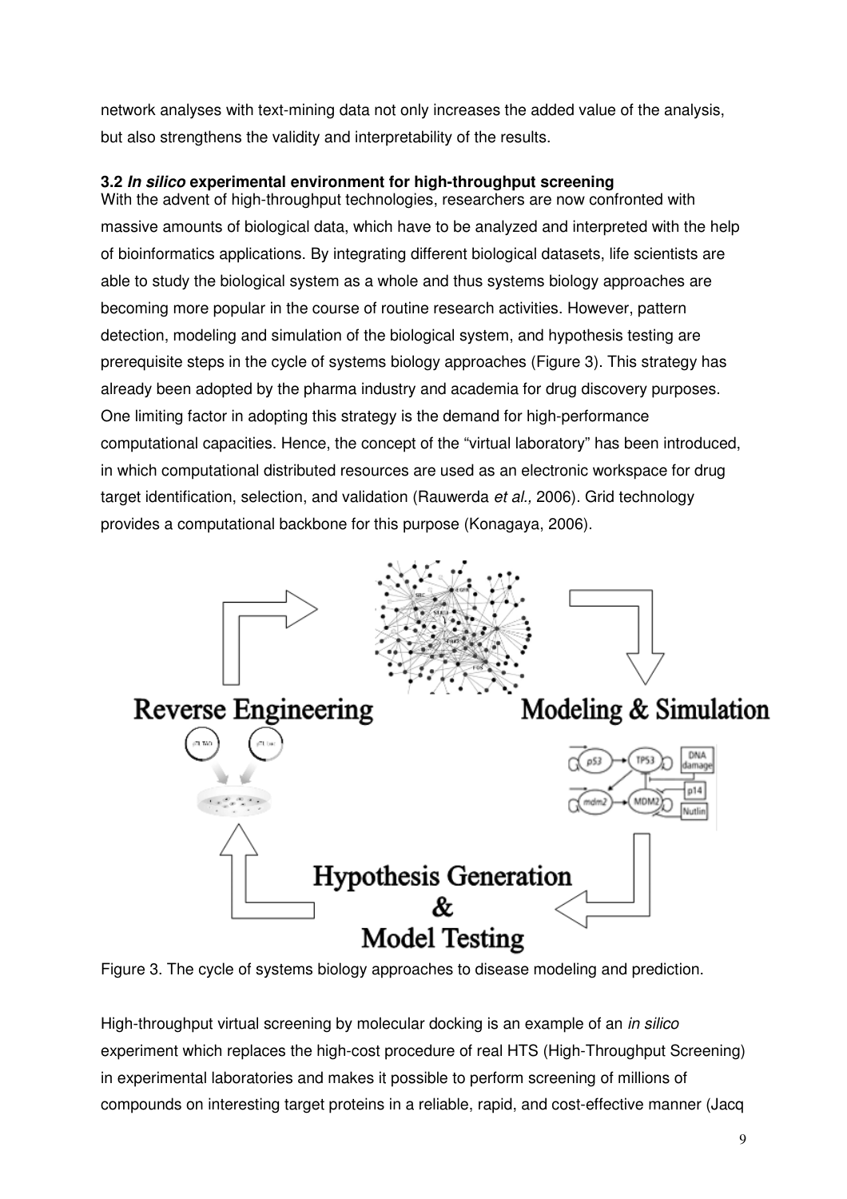network analyses with text-mining data not only increases the added value of the analysis, but also strengthens the validity and interpretability of the results.

### 3.2 *In silico* experimental environment for high-throughput screening

With the advent of high-throughput technologies, researchers are now confronted with massive amounts of biological data, which have to be analyzed and interpreted with the help of bioinformatics applications. By integrating different biological datasets, life scientists are able to study the biological system as a whole and thus systems biology approaches are becoming more popular in the course of routine research activities. However, pattern detection, modeling and simulation of the biological system, and hypothesis testing are prerequisite steps in the cycle of systems biology approaches (Figure 3). This strategy has already been adopted by the pharma industry and academia for drug discovery purposes. One limiting factor in adopting this strategy is the demand for high-performance computational capacities. Hence, the concept of the "virtual laboratory" has been introduced, in which computational distributed resources are used as an electronic workspace for drug target identification, selection, and validation (Rauwerda *et al.,* 2006). Grid technology provides a computational backbone for this purpose (Konagaya, 2006).

Figure 3. The cycle of systems biology approaches to disease modeling and prediction.

High-throughput virtual screening by molecular docking is an example of an *in silico* experiment which replaces the high-cost procedure of real HTS (High-Throughput Screening) in experimental laboratories and makes it possible to perform screening of millions of compounds on interesting target proteins in a reliable, rapid, and cost-effective manner (Jacq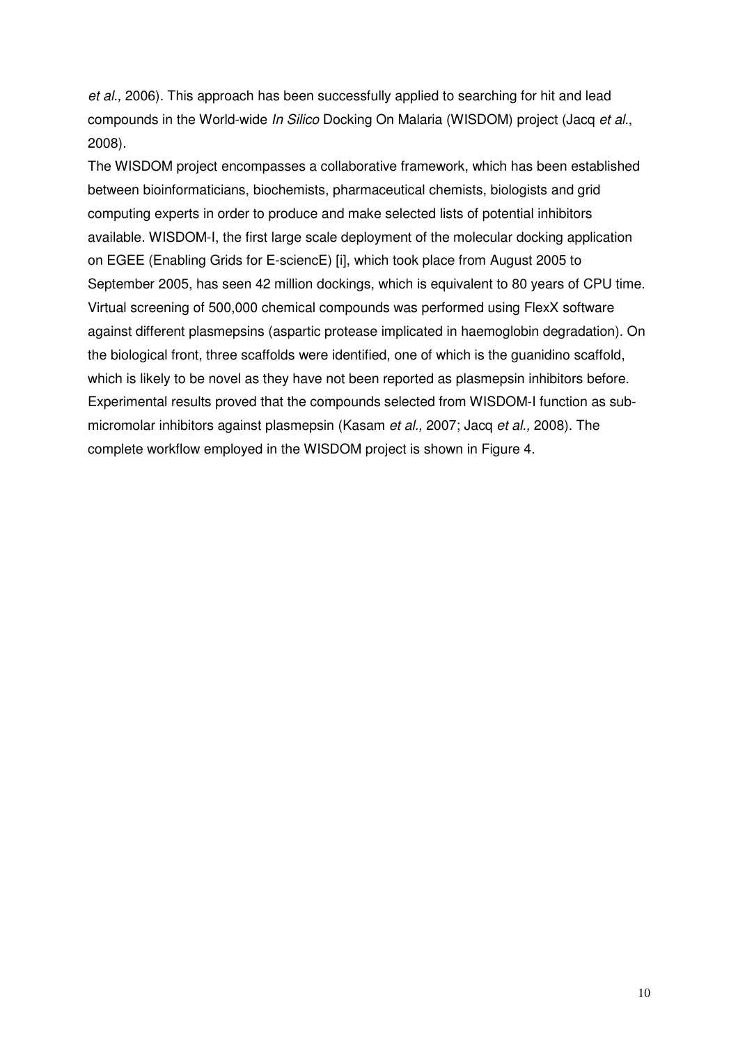*et al.,* 2006). This approach has been successfully applied to searching for hit and lead compounds in the World-wide *In Silico* Docking On Malaria (WISDOM) project (Jacq *et al*., 2008).

The WISDOM project encompasses a collaborative framework, which has been established between bioinformaticians, biochemists, pharmaceutical chemists, biologists and grid computing experts in order to produce and make selected lists of potential inhibitors available. WISDOM-I, the first large scale deployment of the molecular docking application on EGEE (Enabling Grids for E-sciencE) [i], which took place from August 2005 to September 2005, has seen 42 million dockings, which is equivalent to 80 years of CPU time. Virtual screening of 500,000 chemical compounds was performed using FlexX software against different plasmepsins (aspartic protease implicated in haemoglobin degradation). On the biological front, three scaffolds were identified, one of which is the guanidino scaffold, which is likely to be novel as they have not been reported as plasmepsin inhibitors before. Experimental results proved that the compounds selected from WISDOM-I function as sub-micromolar inhibitors against plasmepsin (Kasam *et al.,* 2007; Jacq *et al.,* 2008). The complete workflow employed in the WISDOM project is shown in Figure 4.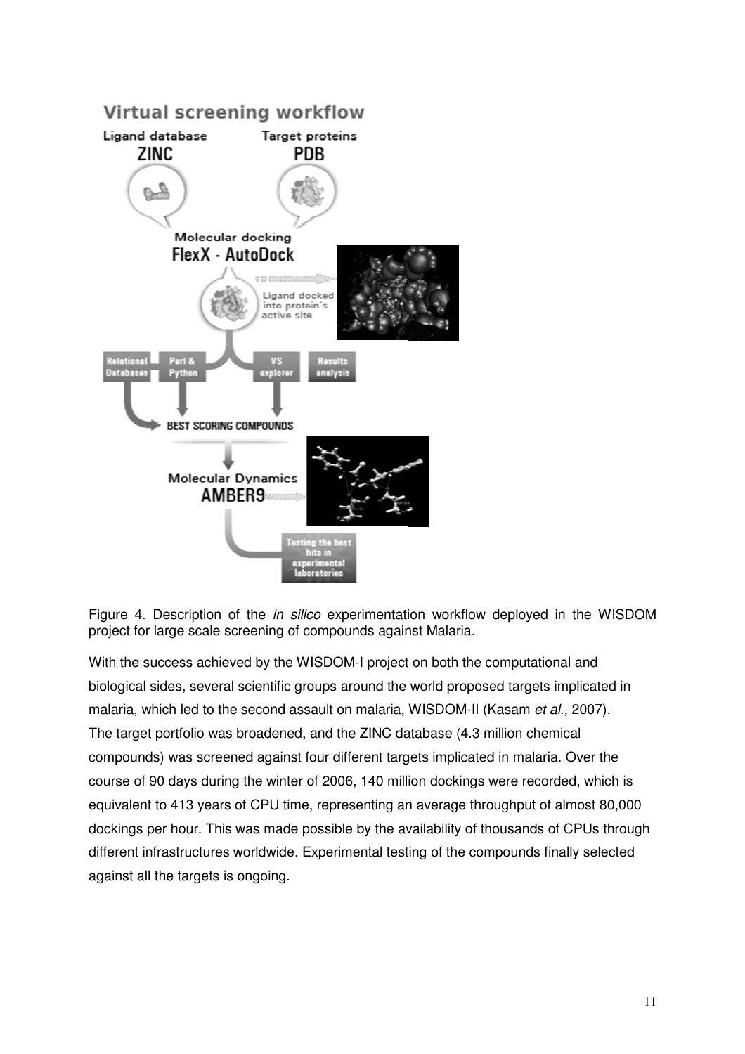Figure 4. Description of the *in silico* experimentation workflow deployed in the WISDOM project for large scale screening of compounds against Malaria.

With the success achieved by the WISDOM-I project on both the computational and biological sides, several scientific groups around the world proposed targets implicated in malaria, which led to the second assault on malaria, WISDOM-II (Kasam *et al.,* 2007). The target portfolio was broadened, and the ZINC database (4.3 million chemical compounds) was screened against four different targets implicated in malaria. Over the course of 90 days during the winter of 2006, 140 million dockings were recorded, which is equivalent to 413 years of CPU time, representing an average throughput of almost 80,000 dockings per hour. This was made possible by the availability of thousands of CPUs through different infrastructures worldwide. Experimental testing of the compounds finally selected against all the targets is ongoing.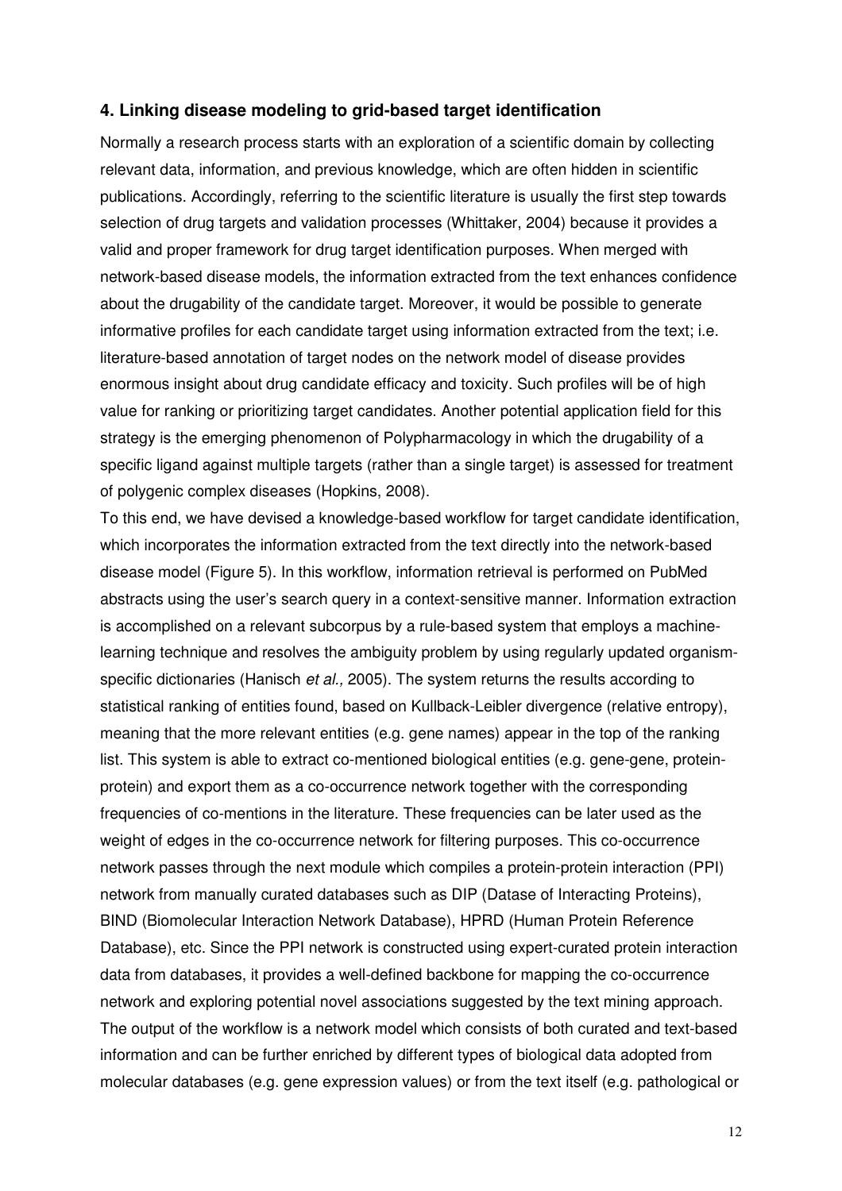### 4. Linking disease modeling to grid-based target identification

Normally a research process starts with an exploration of a scientific domain by collecting relevant data, information, and previous knowledge, which are often hidden in scientific publications. Accordingly, referring to the scientific literature is usually the first step towards selection of drug targets and validation processes (Whittaker, 2004) because it provides a valid and proper framework for drug target identification purposes. When merged with network-based disease models, the information extracted from the text enhances confidence about the drugability of the candidate target. Moreover, it would be possible to generate informative profiles for each candidate target using information extracted from the text; i.e. literature-based annotation of target nodes on the network model of disease provides enormous insight about drug candidate efficacy and toxicity. Such profiles will be of high value for ranking or prioritizing target candidates. Another potential application field for this strategy is the emerging phenomenon of Polypharmacology in which the drugability of a specific ligand against multiple targets (rather than a single target) is assessed for treatment of polygenic complex diseases (Hopkins, 2008).

To this end, we have devised a knowledge-based workflow for target candidate identification, which incorporates the information extracted from the text directly into the network-based disease model (Figure 5). In this workflow, information retrieval is performed on PubMed abstracts using the user's search query in a context-sensitive manner. Information extraction is accomplished on a relevant subcorpus by a rule-based system that employs a machine-learning technique and resolves the ambiguity problem by using regularly updated organism-specific dictionaries (Hanisch *et al.,* 2005). The system returns the results according to statistical ranking of entities found, based on Kullback-Leibler divergence (relative entropy), meaning that the more relevant entities (e.g. gene names) appear in the top of the ranking list. This system is able to extract co-mentioned biological entities (e.g. gene-gene, protein-protein) and export them as a co-occurrence network together with the corresponding frequencies of co-mentions in the literature. These frequencies can be later used as the weight of edges in the co-occurrence network for filtering purposes. This co-occurrence network passes through the next module which compiles a protein-protein interaction (PPI) network from manually curated databases such as DIP (Datase of Interacting Proteins), BIND (Biomolecular Interaction Network Database), HPRD (Human Protein Reference Database), etc. Since the PPI network is constructed using expert-curated protein interaction data from databases, it provides a well-defined backbone for mapping the co-occurrence network and exploring potential novel associations suggested by the text mining approach. The output of the workflow is a network model which consists of both curated and text-based information and can be further enriched by different types of biological data adopted from molecular databases (e.g. gene expression values) or from the text itself (e.g. pathological or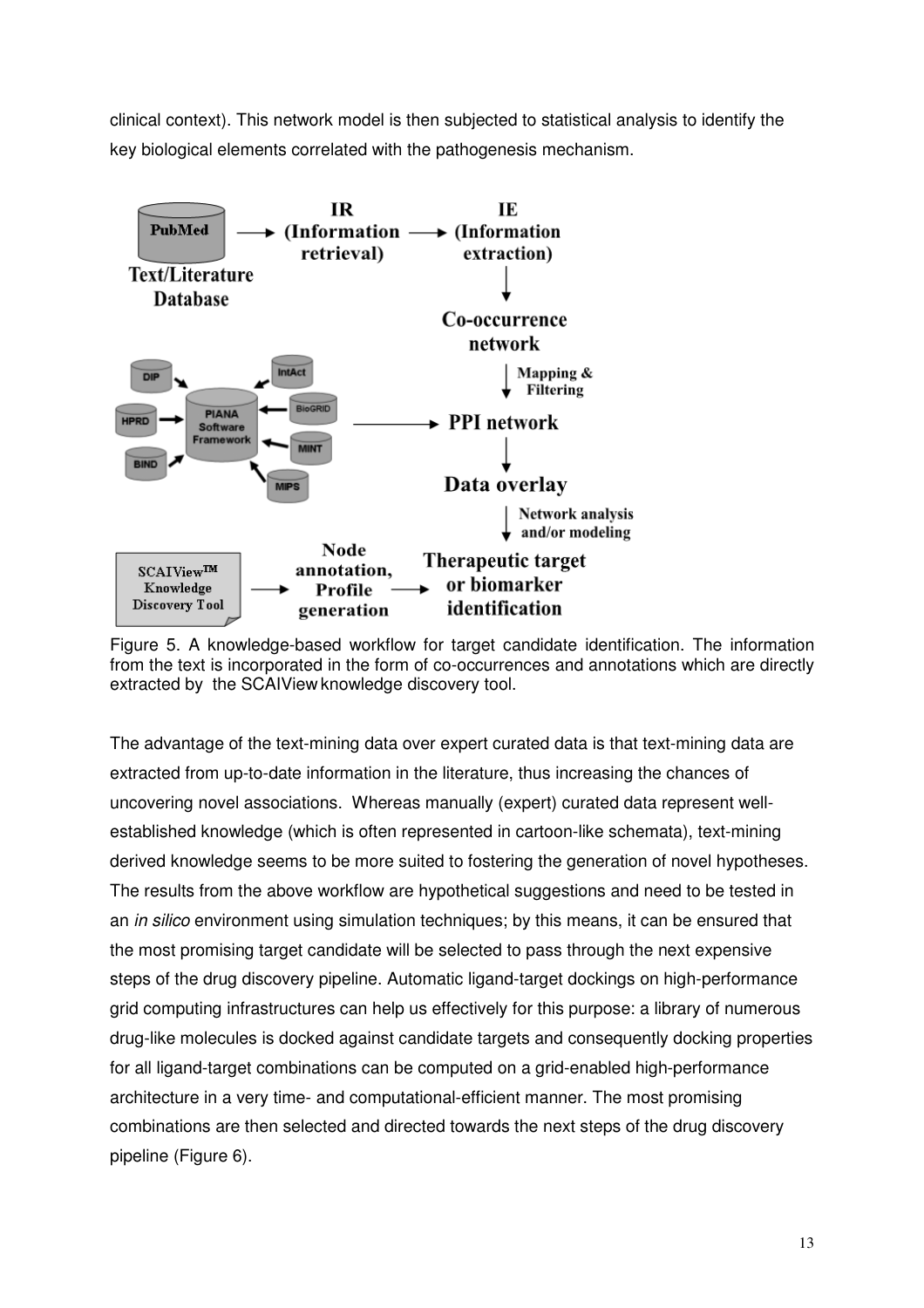clinical context). This network model is then subjected to statistical analysis to identify the key biological elements correlated with the pathogenesis mechanism.

Figure 5. A knowledge-based workflow for target candidate identification. The information from the text is incorporated in the form of co-occurrences and annotations which are directly extracted by the SCAIView knowledge discovery tool.

The advantage of the text-mining data over expert curated data is that text-mining data are extracted from up-to-date information in the literature, thus increasing the chances of uncovering novel associations. Whereas manually (expert) curated data represent well-established knowledge (which is often represented in cartoon-like schemata), text-mining derived knowledge seems to be more suited to fostering the generation of novel hypotheses. The results from the above workflow are hypothetical suggestions and need to be tested in an *in silico* environment using simulation techniques; by this means, it can be ensured that the most promising target candidate will be selected to pass through the next expensive steps of the drug discovery pipeline. Automatic ligand-target dockings on high-performance grid computing infrastructures can help us effectively for this purpose: a library of numerous drug-like molecules is docked against candidate targets and consequently docking properties for all ligand-target combinations can be computed on a grid-enabled high-performance architecture in a very time- and computational-efficient manner. The most promising combinations are then selected and directed towards the next steps of the drug discovery pipeline (Figure 6).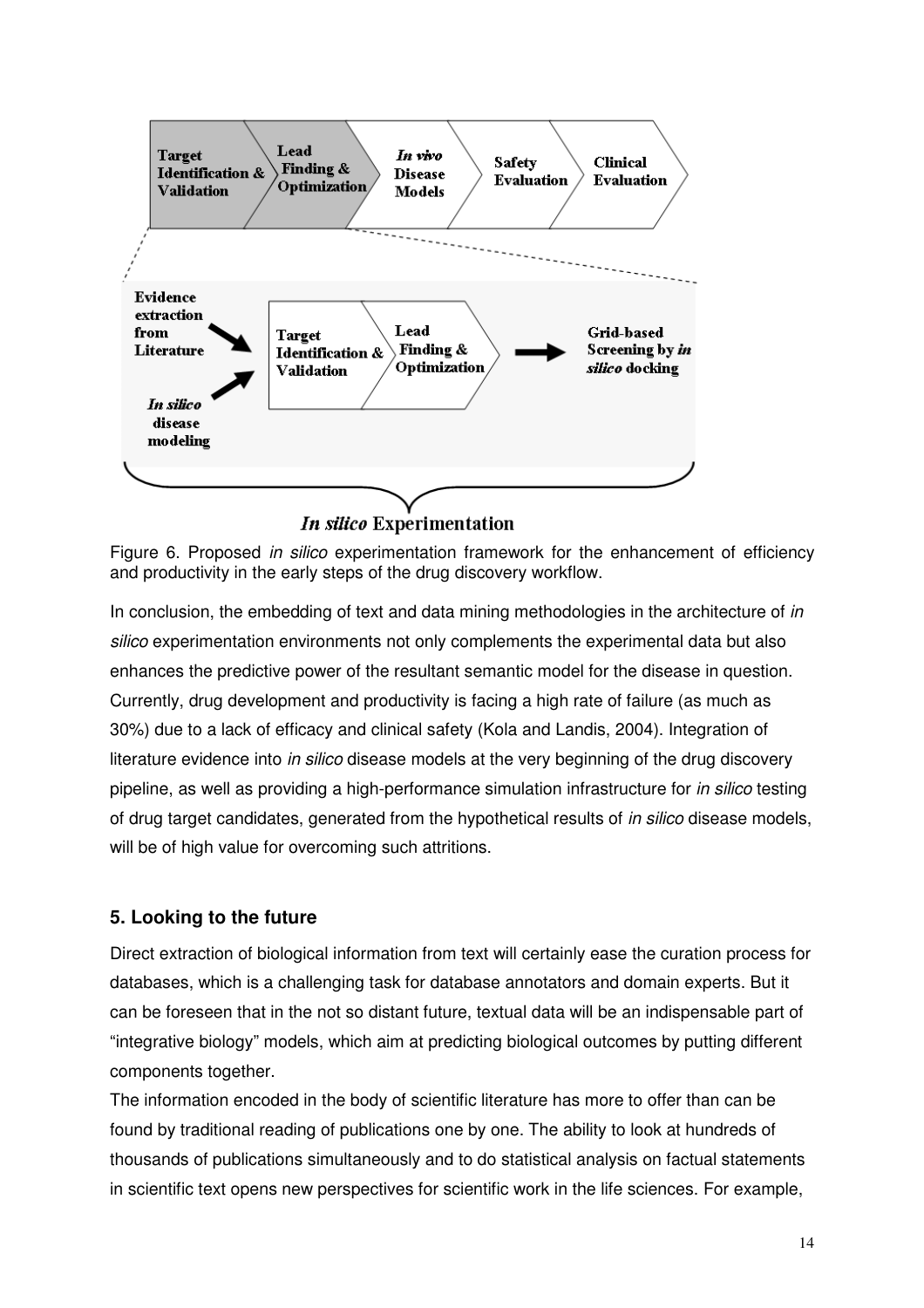Figure 6. Proposed *in silico* experimentation framework for the enhancement of efficiency and productivity in the early steps of the drug discovery workflow.

In conclusion, the embedding of text and data mining methodologies in the architecture of *in silico* experimentation environments not only complements the experimental data but also enhances the predictive power of the resultant semantic model for the disease in question. Currently, drug development and productivity is facing a high rate of failure (as much as 30%) due to a lack of efficacy and clinical safety (Kola and Landis, 2004). Integration of literature evidence into *in silico* disease models at the very beginning of the drug discovery pipeline, as well as providing a high-performance simulation infrastructure for *in silico* testing of drug target candidates, generated from the hypothetical results of *in silico* disease models, will be of high value for overcoming such attritions.

## 5. Looking to the future

Direct extraction of biological information from text will certainly ease the curation process for databases, which is a challenging task for database annotators and domain experts. But it can be foreseen that in the not so distant future, textual data will be an indispensable part of "integrative biology" models, which aim at predicting biological outcomes by putting different components together.

The information encoded in the body of scientific literature has more to offer than can be found by traditional reading of publications one by one. The ability to look at hundreds of thousands of publications simultaneously and to do statistical analysis on factual statements in scientific text opens new perspectives for scientific work in the life sciences. For example,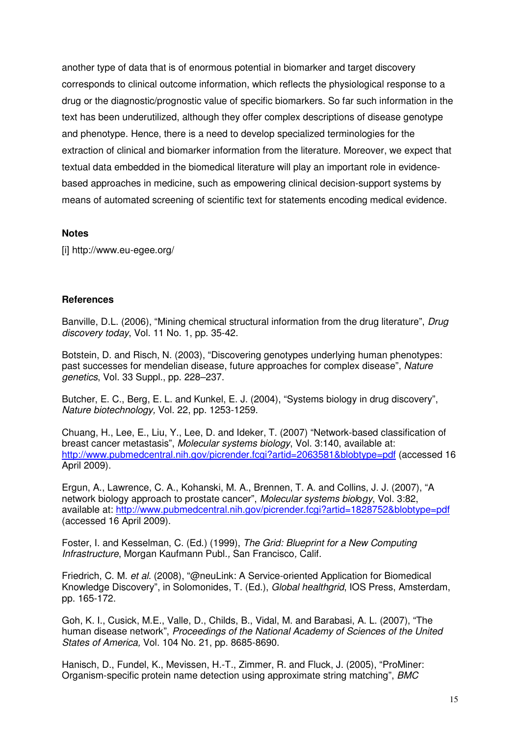another type of data that is of enormous potential in biomarker and target discovery corresponds to clinical outcome information, which reflects the physiological response to a drug or the diagnostic/prognostic value of specific biomarkers. So far such information in the text has been underutilized, although they offer complex descriptions of disease genotype and phenotype. Hence, there is a need to develop specialized terminologies for the extraction of clinical and biomarker information from the literature. Moreover, we expect that textual data embedded in the biomedical literature will play an important role in evidence-based approaches in medicine, such as empowering clinical decision-support systems by means of automated screening of scientific text for statements encoding medical evidence.

**Notes**

[i] http://www.eu-egee.org/

**References**

Banville, D.L. (2006), "Mining chemical structural information from the drug literature", *Drug discovery today*, Vol. 11 No. 1, pp. 35-42.

Botstein, D. and Risch, N. (2003), "Discovering genotypes underlying human phenotypes: past successes for mendelian disease, future approaches for complex disease", *Nature genetics*, Vol. 33 Suppl., pp. 228–237.

Butcher, E. C., Berg, E. L. and Kunkel, E. J. (2004), "Systems biology in drug discovery", *Nature biotechnology,* Vol. 22, pp. 1253-1259.

Chuang, H., Lee, E., Liu, Y., Lee, D. and Ideker, T. (2007) "Network-based classification of breast cancer metastasis", *Molecular systems biology*, Vol. 3:140, available at: http://www.pubmedcentral.nih.gov/picrender.fcgi?artid=2063581&blobtype=pdf (accessed 16 April 2009).

Ergun, A., Lawrence, C. A., Kohanski, M. A., Brennen, T. A. and Collins, J. J. (2007), "A network biology approach to prostate cancer", *Molecular systems biology*, Vol. 3:82, available at: http://www.pubmedcentral.nih.gov/picrender.fcgi?artid=1828752&blobtype=pdf (accessed 16 April 2009).

Foster, I. and Kesselman, C. (Ed.) (1999), *The Grid: Blueprint for a New Computing Infrastructure*, Morgan Kaufmann Publ.*,* San Francisco*,* Calif.

Friedrich, C. M. *et al.* (2008), "@neuLink: A Service-oriented Application for Biomedical Knowledge Discovery", in Solomonides, T. (Ed.), *Global healthgrid*, IOS Press, Amsterdam, pp. 165-172.

Goh, K. I., Cusick, M.E., Valle, D., Childs, B., Vidal, M. and Barabasi, A. L. (2007), "The human disease network", *Proceedings of the National Academy of Sciences of the United States of America,* Vol. 104 No. 21, pp. 8685-8690.

Hanisch, D., Fundel, K., Mevissen, H.-T., Zimmer, R. and Fluck, J. (2005), "ProMiner: Organism-specific protein name detection using approximate string matching", *BMC*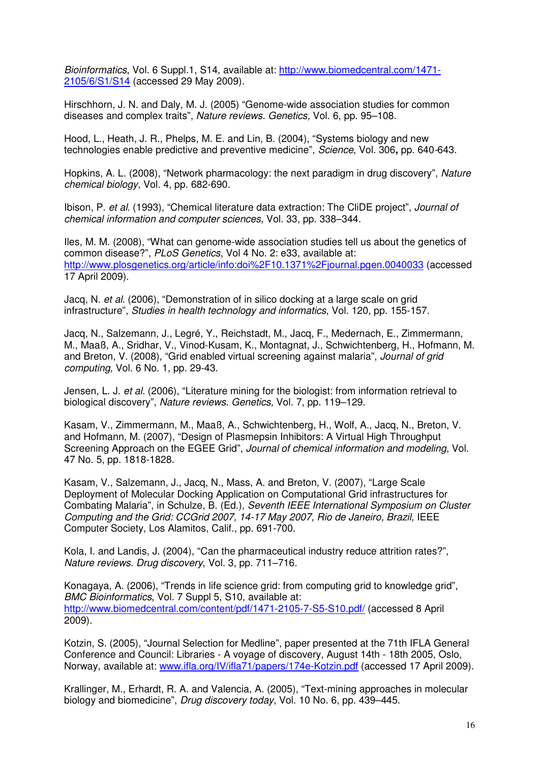*Bioinformatics*, Vol. 6 Suppl.1, S14, available at: http://www.biomedcentral.com/1471-2105/6/S1/S14 (accessed 29 May 2009).

Hirschhorn, J. N. and Daly, M. J. (2005) "Genome-wide association studies for common diseases and complex traits", *Nature reviews. Genetics,* Vol. 6, pp. 95–108.

Hood, L., Heath, J. R., Phelps, M. E. and Lin, B. (2004), "Systems biology and new technologies enable predictive and preventive medicine", *Science*, Vol. 306**,** pp. 640-643.

Hopkins, A. L. (2008), "Network pharmacology: the next paradigm in drug discovery", *Nature chemical biology,* Vol. 4, pp. 682-690.

Ibison, P. *et al.* (1993), "Chemical literature data extraction: The CliDE project", *Journal of chemical information and computer sciences*, Vol. 33, pp. 338–344.

Iles, M. M. (2008), "What can genome-wide association studies tell us about the genetics of common disease?", *PLoS Genetics*, Vol 4 No. 2: e33, available at: http://www.plosgenetics.org/article/info:doi%2F10.1371%2Fjournal.pgen.0040033 (accessed 17 April 2009).

Jacq, N. *et al.* (2006), "Demonstration of in silico docking at a large scale on grid infrastructure", *Studies in health technology and informatics*, Vol. 120, pp. 155-157.

Jacq, N., Salzemann, J., Legré, Y., Reichstadt, M., Jacq, F., Medernach, E., Zimmermann, M., Maaß, A., Sridhar, V., Vinod-Kusam, K., Montagnat, J., Schwichtenberg, H., Hofmann, M. and Breton, V. (2008), "Grid enabled virtual screening against malaria", *Journal of grid computing,* Vol. 6 No. 1, pp. 29-43.

Jensen, L. J. *et al.* (2006), "Literature mining for the biologist: from information retrieval to biological discovery", *Nature reviews. Genetics,* Vol. 7, pp. 119–129.

Kasam, V., Zimmermann, M., Maaß, A., Schwichtenberg, H., Wolf, A., Jacq, N., Breton, V. and Hofmann, M. (2007), "Design of Plasmepsin Inhibitors: A Virtual High Throughput Screening Approach on the EGEE Grid", *Journal of chemical information and modeling*, Vol. 47 No. 5, pp. 1818-1828.

Kasam, V., Salzemann, J., Jacq, N., Mass, A. and Breton, V. (2007), "Large Scale Deployment of Molecular Docking Application on Computational Grid infrastructures for Combating Malaria", in Schulze, B. (Ed.), *Seventh IEEE International Symposium on Cluster Computing and the Grid: CCGrid 2007, 14-17 May 2007, Rio de Janeiro, Brazil,* IEEE Computer Society, Los Alamitos, Calif., pp. 691-700.

Kola, I. and Landis, J. (2004), "Can the pharmaceutical industry reduce attrition rates?", *Nature reviews. Drug discovery*, Vol. 3, pp. 711–716.

Konagaya, A. (2006), "Trends in life science grid: from computing grid to knowledge grid", *BMC Bioinformatics*, Vol. 7 Suppl 5, S10, available at: http://www.biomedcentral.com/content/pdf/1471-2105-7-S5-S10.pdf/ (accessed 8 April 2009).

Kotzin, S. (2005), "Journal Selection for Medline", paper presented at the 71th IFLA General Conference and Council: Libraries - A voyage of discovery, August 14th - 18th 2005, Oslo, Norway, available at: www.ifla.org/IV/ifla71/papers/174e-Kotzin.pdf (accessed 17 April 2009).

Krallinger, M., Erhardt, R. A. and Valencia, A. (2005), "Text-mining approaches in molecular biology and biomedicine", *Drug discovery today*, Vol. 10 No. 6, pp. 439–445.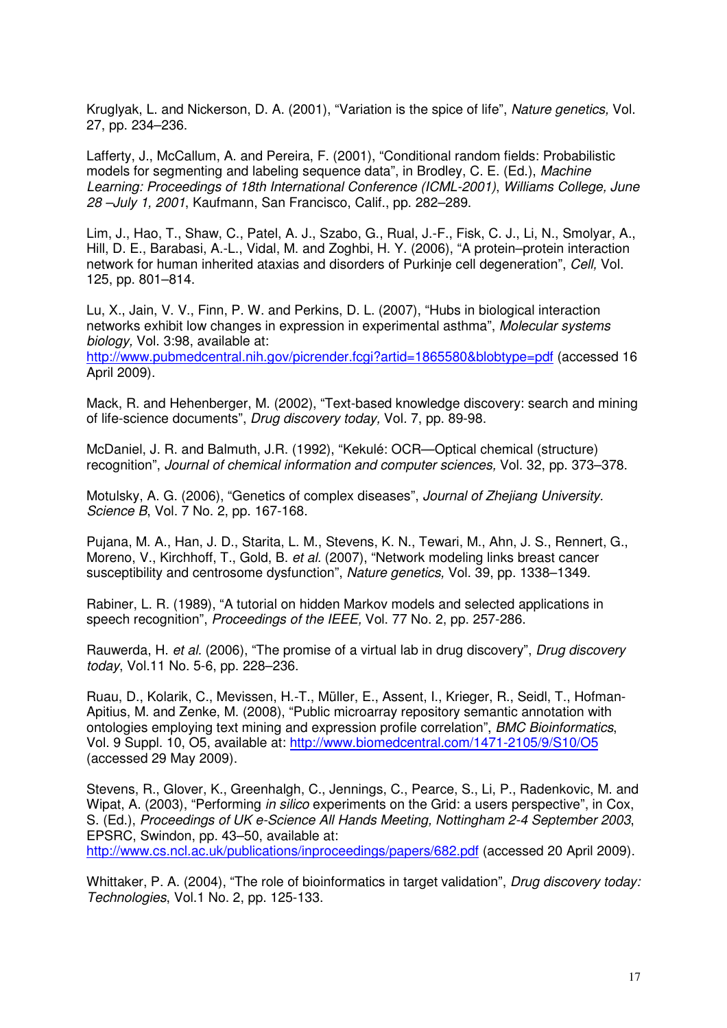Kruglyak, L. and Nickerson, D. A. (2001), "Variation is the spice of life", *Nature genetics,* Vol. 27, pp. 234–236.

Lafferty, J., McCallum, A. and Pereira, F. (2001), "Conditional random fields: Probabilistic models for segmenting and labeling sequence data", in Brodley, C. E. (Ed.), *Machine Learning: Proceedings of 18th International Conference (ICML-2001), Williams College, June 28 –July 1, 2001*, Kaufmann, San Francisco, Calif., pp. 282–289.

Lim, J., Hao, T., Shaw, C., Patel, A. J., Szabo, G., Rual, J.-F., Fisk, C. J., Li, N., Smolyar, A., Hill, D. E., Barabasi, A.-L., Vidal, M. and Zoghbi, H. Y. (2006), "A protein–protein interaction network for human inherited ataxias and disorders of Purkinje cell degeneration", *Cell,* Vol. 125, pp. 801–814.

Lu, X., Jain, V. V., Finn, P. W. and Perkins, D. L. (2007), "Hubs in biological interaction networks exhibit low changes in expression in experimental asthma", *Molecular systems biology,* Vol. 3:98, available at: http://www.pubmedcentral.nih.gov/picrender.fcgi?artid=1865580&blobtype=pdf (accessed 16 April 2009).

Mack, R. and Hehenberger, M. (2002), "Text-based knowledge discovery: search and mining of life-science documents", *Drug discovery today,* Vol. 7, pp. 89-98.

McDaniel, J. R. and Balmuth, J.R. (1992), "Kekulé: OCR—Optical chemical (structure) recognition", *Journal of chemical information and computer sciences,* Vol. 32, pp. 373–378.

Motulsky, A. G. (2006), "Genetics of complex diseases", *Journal of Zhejiang University. Science B*, Vol. 7 No. 2, pp. 167-168.

Pujana, M. A., Han, J. D., Starita, L. M., Stevens, K. N., Tewari, M., Ahn, J. S., Rennert, G., Moreno, V., Kirchhoff, T., Gold, B. *et al.* (2007), "Network modeling links breast cancer susceptibility and centrosome dysfunction", *Nature genetics,* Vol. 39, pp. 1338–1349.

Rabiner, L. R. (1989), "A tutorial on hidden Markov models and selected applications in speech recognition", *Proceedings of the IEEE,* Vol. 77 No. 2, pp. 257-286.

Rauwerda, H. *et al.* (2006), "The promise of a virtual lab in drug discovery", *Drug discovery today*, Vol.11 No. 5-6, pp. 228–236.

Ruau, D., Kolarik, C., Mevissen, H.-T., Müller, E., Assent, I., Krieger, R., Seidl, T., Hofman-Apitius, M. and Zenke, M. (2008), "Public microarray repository semantic annotation with ontologies employing text mining and expression profile correlation", *BMC Bioinformatics*, Vol. 9 Suppl. 10, O5, available at: http://www.biomedcentral.com/1471-2105/9/S10/O5 (accessed 29 May 2009).

Stevens, R., Glover, K., Greenhalgh, C., Jennings, C., Pearce, S., Li, P., Radenkovic, M. and Wipat, A. (2003), "Performing *in silico* experiments on the Grid: a users perspective", in Cox, S. (Ed.), *Proceedings of UK e-Science All Hands Meeting, Nottingham 2-4 September 2003*, EPSRC, Swindon, pp. 43–50, available at: http://www.cs.ncl.ac.uk/publications/inproceedings/papers/682.pdf (accessed 20 April 2009).

Whittaker, P. A. (2004), "The role of bioinformatics in target validation", *Drug discovery today: Technologies*, Vol.1 No. 2, pp. 125-133.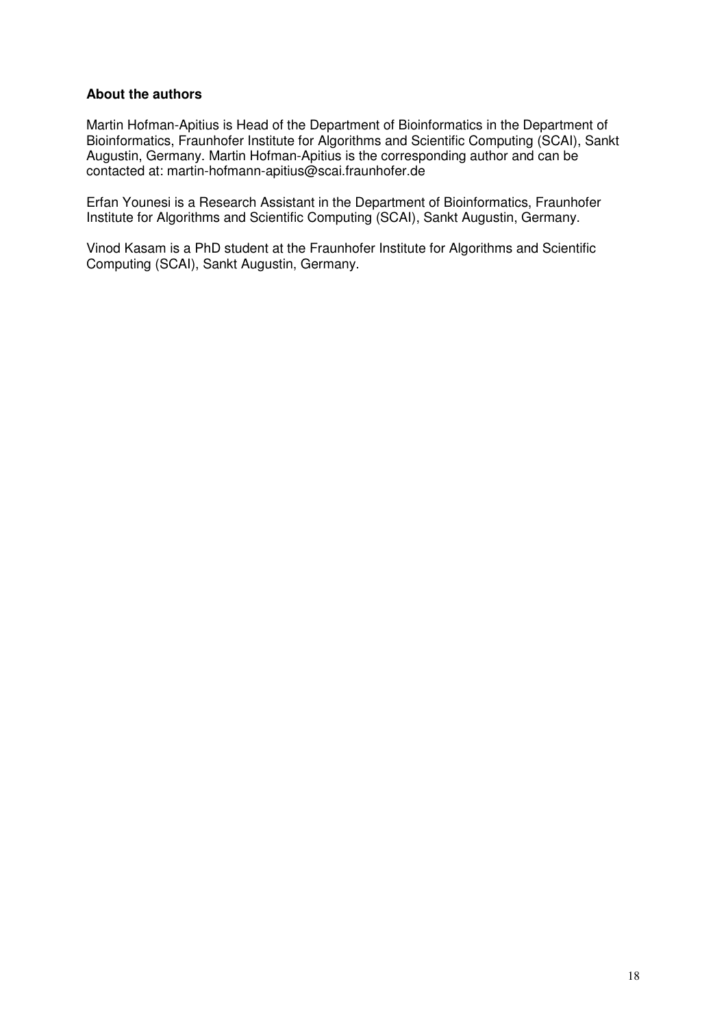**About the authors**

Martin Hofman-Apitius is Head of the Department of Bioinformatics in the Department of Bioinformatics, Fraunhofer Institute for Algorithms and Scientific Computing (SCAI), Sankt Augustin, Germany. Martin Hofman-Apitius is the corresponding author and can be contacted at: martin-hofmann-apitius@scai.fraunhofer.de

Erfan Younesi is a Research Assistant in the Department of Bioinformatics, Fraunhofer Institute for Algorithms and Scientific Computing (SCAI), Sankt Augustin, Germany.

Vinod Kasam is a PhD student at the Fraunhofer Institute for Algorithms and Scientific Computing (SCAI), Sankt Augustin, Germany.